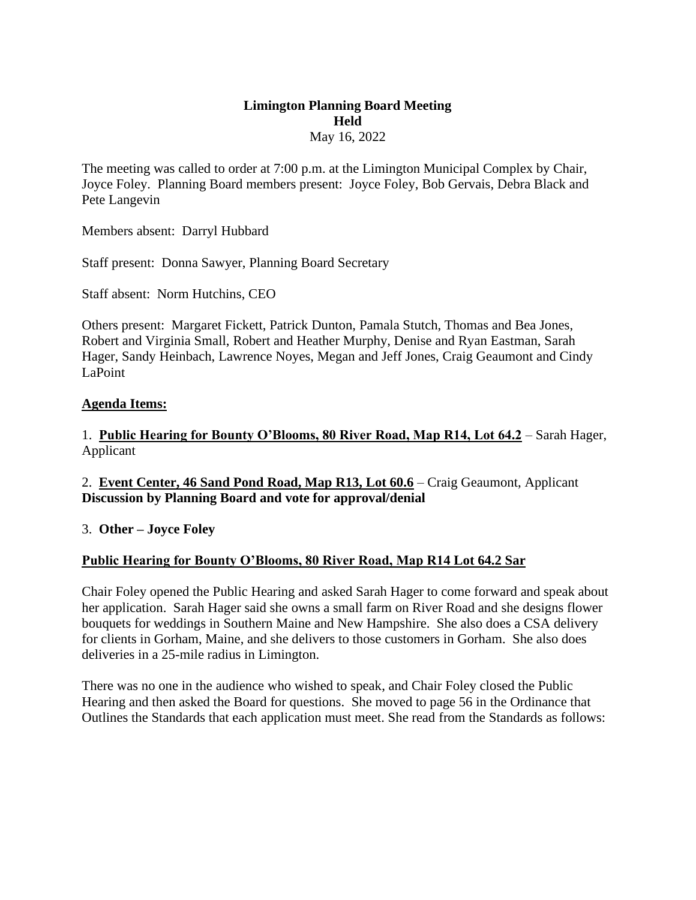**Limington Planning Board Meeting**
**Held**
May 16, 2022

The meeting was called to order at 7:00 p.m. at the Limington Municipal Complex by Chair, Joyce Foley. Planning Board members present: Joyce Foley, Bob Gervais, Debra Black and Pete Langevin

Members absent: Darryl Hubbard

Staff present: Donna Sawyer, Planning Board Secretary

Staff absent: Norm Hutchins, CEO

Others present: Margaret Fickett, Patrick Dunton, Pamala Stutch, Thomas and Bea Jones, Robert and Virginia Small, Robert and Heather Murphy, Denise and Ryan Eastman, Sarah Hager, Sandy Heinbach, Lawrence Noyes, Megan and Jeff Jones, Craig Geaumont and Cindy LaPoint

**Agenda Items:**

1. **Public Hearing for Bounty O'Blooms, 80 River Road, Map R14, Lot 64.2** – Sarah Hager, Applicant

2. **Event Center, 46 Sand Pond Road, Map R13, Lot 60.6** – Craig Geaumont, Applicant
**Discussion by Planning Board and vote for approval/denial**

3. **Other – Joyce Foley**

**Public Hearing for Bounty O'Blooms, 80 River Road, Map R14 Lot 64.2 Sar**

Chair Foley opened the Public Hearing and asked Sarah Hager to come forward and speak about her application. Sarah Hager said she owns a small farm on River Road and she designs flower bouquets for weddings in Southern Maine and New Hampshire. She also does a CSA delivery for clients in Gorham, Maine, and she delivers to those customers in Gorham. She also does deliveries in a 25-mile radius in Limington.

There was no one in the audience who wished to speak, and Chair Foley closed the Public Hearing and then asked the Board for questions. She moved to page 56 in the Ordinance that Outlines the Standards that each application must meet. She read from the Standards as follows: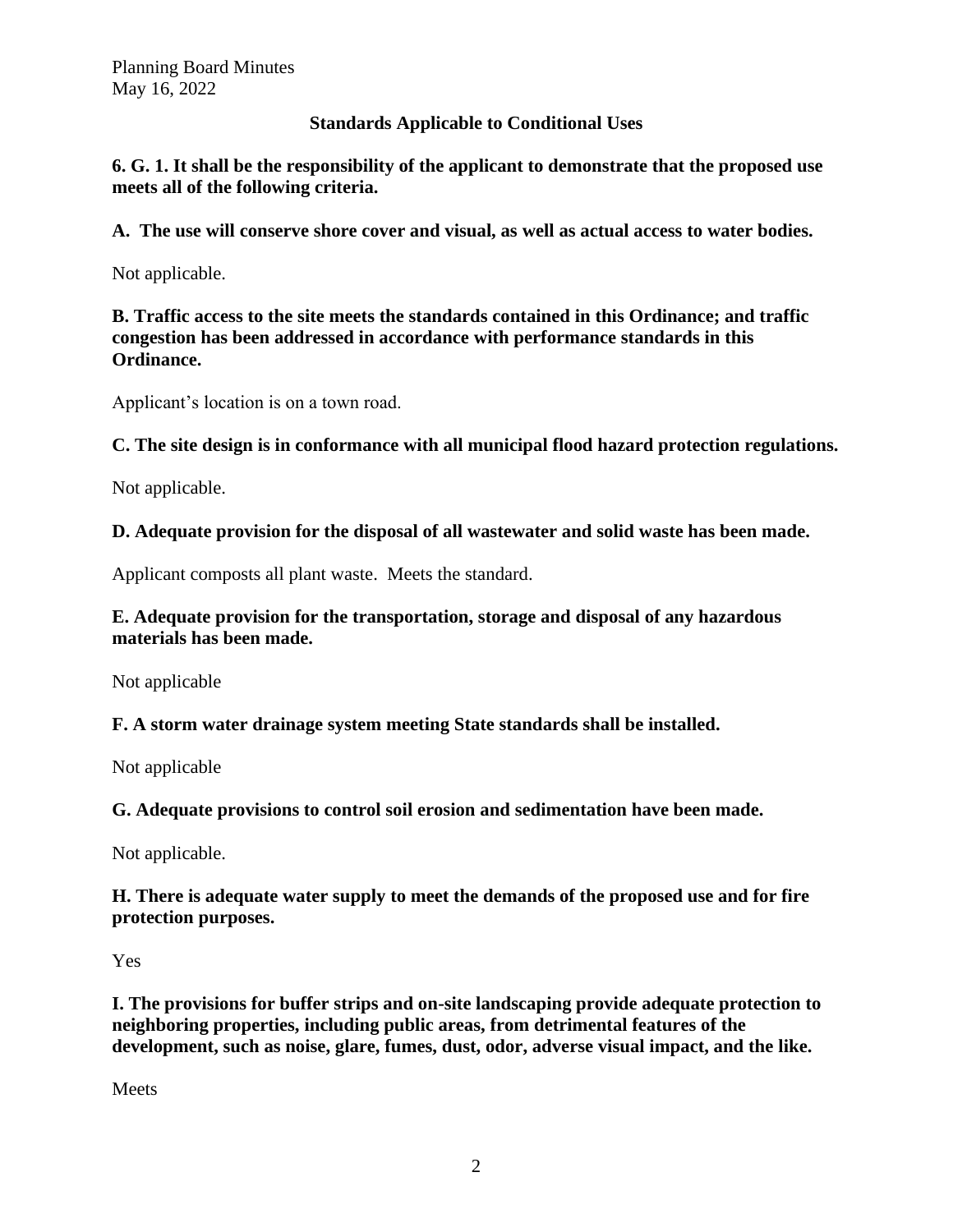## Standards Applicable to Conditional Uses

**6. G. 1. It shall be the responsibility of the applicant to demonstrate that the proposed use meets all of the following criteria.**

**A. The use will conserve shore cover and visual, as well as actual access to water bodies.**

Not applicable.

**B. Traffic access to the site meets the standards contained in this Ordinance; and traffic congestion has been addressed in accordance with performance standards in this Ordinance.**

Applicant's location is on a town road.

**C. The site design is in conformance with all municipal flood hazard protection regulations.**

Not applicable.

**D. Adequate provision for the disposal of all wastewater and solid waste has been made.**

Applicant composts all plant waste. Meets the standard.

**E. Adequate provision for the transportation, storage and disposal of any hazardous materials has been made.**

Not applicable

**F. A storm water drainage system meeting State standards shall be installed.**

Not applicable

**G. Adequate provisions to control soil erosion and sedimentation have been made.**

Not applicable.

**H. There is adequate water supply to meet the demands of the proposed use and for fire protection purposes.**

Yes

**I. The provisions for buffer strips and on-site landscaping provide adequate protection to neighboring properties, including public areas, from detrimental features of the development, such as noise, glare, fumes, dust, odor, adverse visual impact, and the like.**

Meets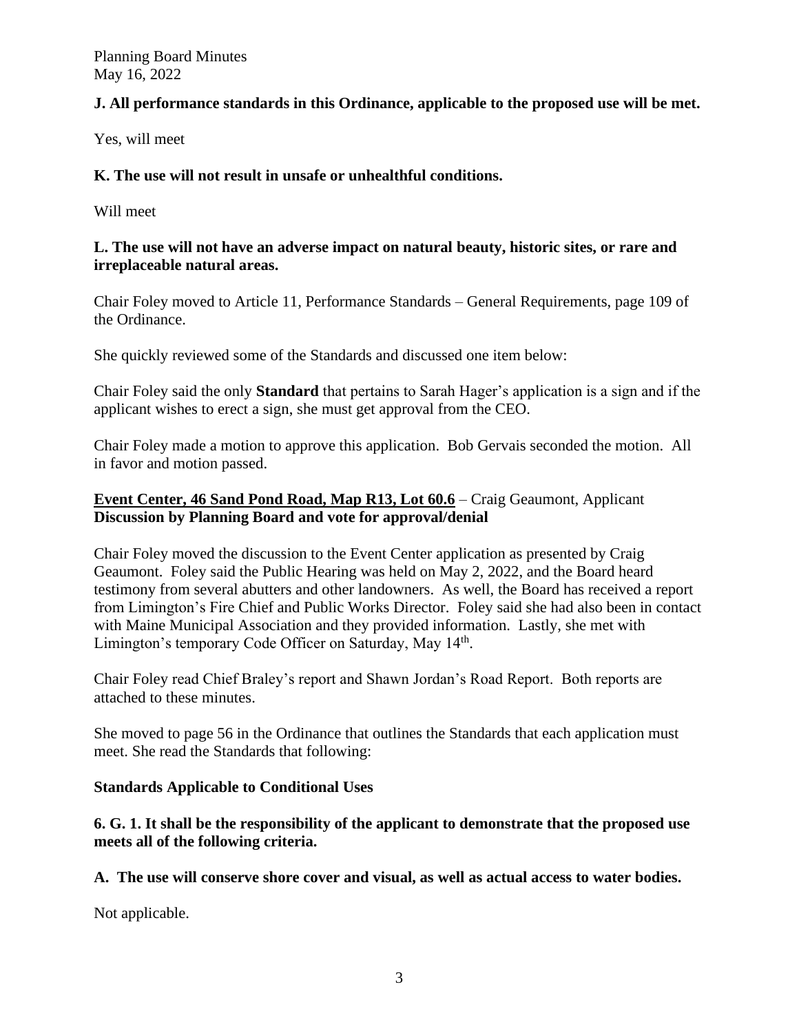**J. All performance standards in this Ordinance, applicable to the proposed use will be met.**

Yes, will meet

**K. The use will not result in unsafe or unhealthful conditions.**

Will meet

**L. The use will not have an adverse impact on natural beauty, historic sites, or rare and irreplaceable natural areas.**

Chair Foley moved to Article 11, Performance Standards – General Requirements, page 109 of the Ordinance.

She quickly reviewed some of the Standards and discussed one item below:

Chair Foley said the only **Standard** that pertains to Sarah Hager's application is a sign and if the applicant wishes to erect a sign, she must get approval from the CEO.

Chair Foley made a motion to approve this application. Bob Gervais seconded the motion. All in favor and motion passed.

**Event Center, 46 Sand Pond Road, Map R13, Lot 60.6** – Craig Geaumont, Applicant
**Discussion by Planning Board and vote for approval/denial**

Chair Foley moved the discussion to the Event Center application as presented by Craig Geaumont. Foley said the Public Hearing was held on May 2, 2022, and the Board heard testimony from several abutters and other landowners. As well, the Board has received a report from Limington's Fire Chief and Public Works Director. Foley said she had also been in contact with Maine Municipal Association and they provided information. Lastly, she met with Limington's temporary Code Officer on Saturday, May 14th.

Chair Foley read Chief Braley's report and Shawn Jordan's Road Report. Both reports are attached to these minutes.

She moved to page 56 in the Ordinance that outlines the Standards that each application must meet. She read the Standards that following:

**Standards Applicable to Conditional Uses**

**6. G. 1. It shall be the responsibility of the applicant to demonstrate that the proposed use meets all of the following criteria.**

**A. The use will conserve shore cover and visual, as well as actual access to water bodies.**

Not applicable.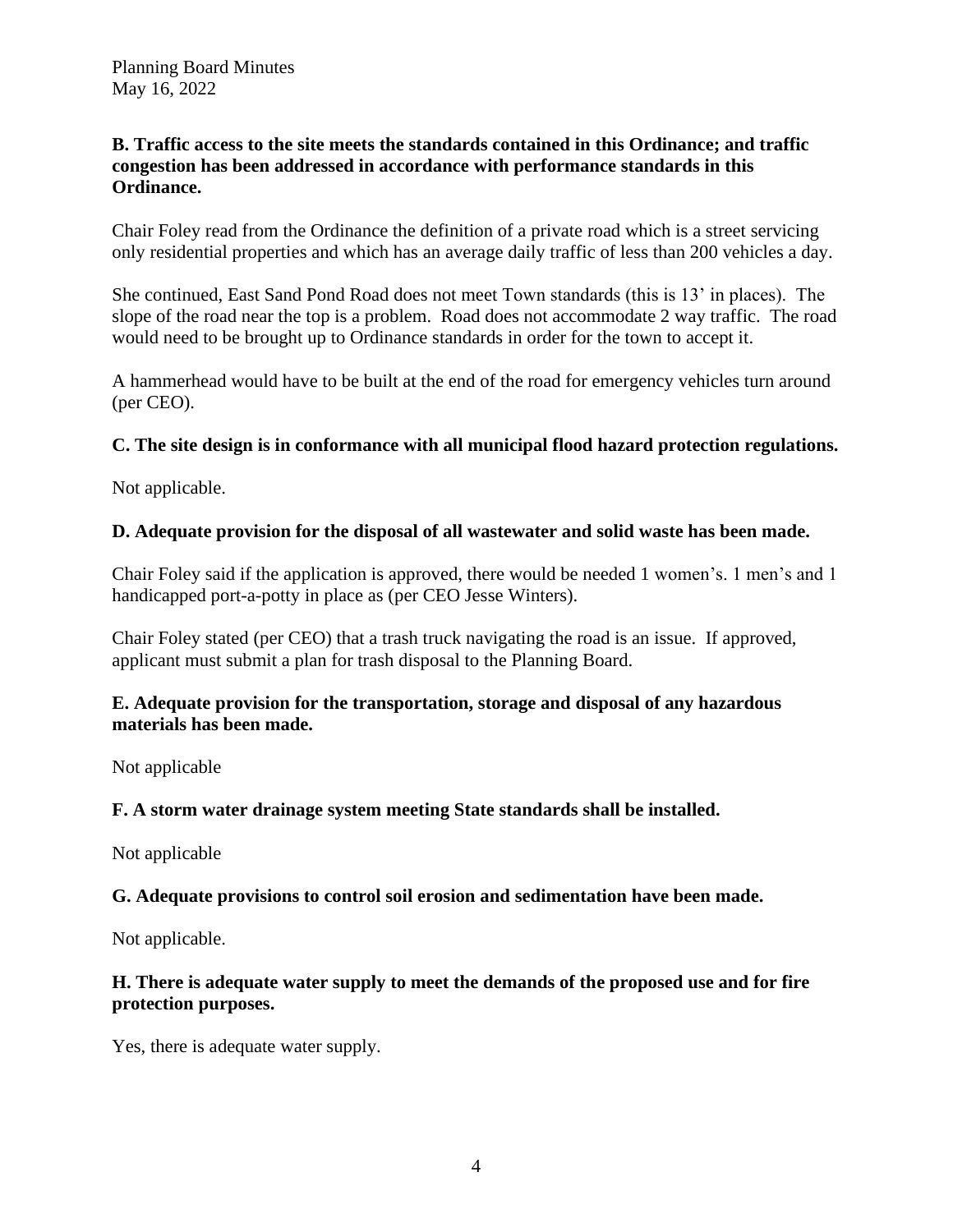**B. Traffic access to the site meets the standards contained in this Ordinance; and traffic congestion has been addressed in accordance with performance standards in this Ordinance.**

Chair Foley read from the Ordinance the definition of a private road which is a street servicing only residential properties and which has an average daily traffic of less than 200 vehicles a day.

She continued, East Sand Pond Road does not meet Town standards (this is 13' in places). The slope of the road near the top is a problem. Road does not accommodate 2 way traffic. The road would need to be brought up to Ordinance standards in order for the town to accept it.

A hammerhead would have to be built at the end of the road for emergency vehicles turn around (per CEO).

**C. The site design is in conformance with all municipal flood hazard protection regulations.**

Not applicable.

**D. Adequate provision for the disposal of all wastewater and solid waste has been made.**

Chair Foley said if the application is approved, there would be needed 1 women's. 1 men's and 1 handicapped port-a-potty in place as (per CEO Jesse Winters).

Chair Foley stated (per CEO) that a trash truck navigating the road is an issue. If approved, applicant must submit a plan for trash disposal to the Planning Board.

**E. Adequate provision for the transportation, storage and disposal of any hazardous materials has been made.**

Not applicable

**F. A storm water drainage system meeting State standards shall be installed.**

Not applicable

**G. Adequate provisions to control soil erosion and sedimentation have been made.**

Not applicable.

**H. There is adequate water supply to meet the demands of the proposed use and for fire protection purposes.**

Yes, there is adequate water supply.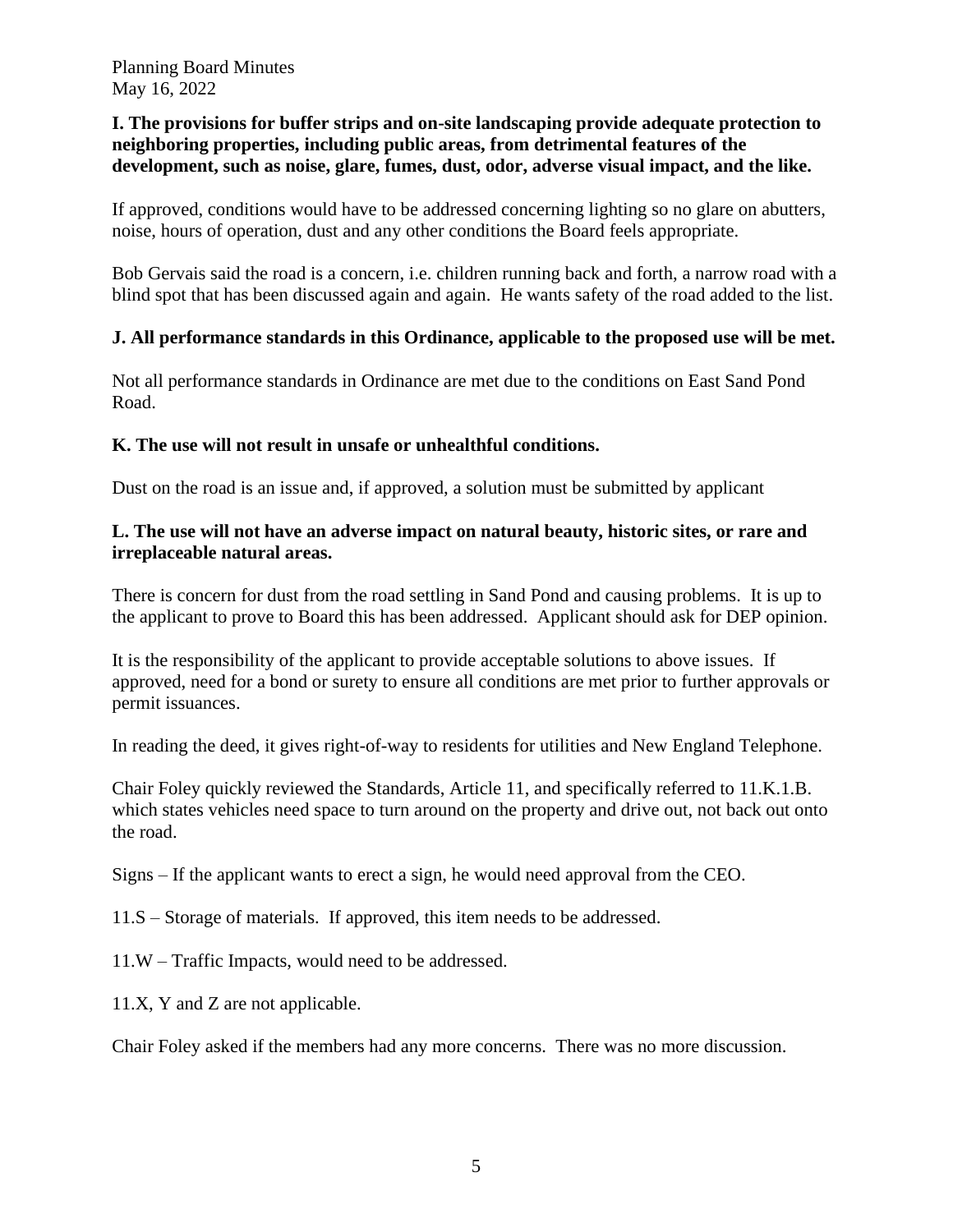**I. The provisions for buffer strips and on-site landscaping provide adequate protection to neighboring properties, including public areas, from detrimental features of the development, such as noise, glare, fumes, dust, odor, adverse visual impact, and the like.**

If approved, conditions would have to be addressed concerning lighting so no glare on abutters, noise, hours of operation, dust and any other conditions the Board feels appropriate.

Bob Gervais said the road is a concern, i.e. children running back and forth, a narrow road with a blind spot that has been discussed again and again. He wants safety of the road added to the list.

**J. All performance standards in this Ordinance, applicable to the proposed use will be met.**

Not all performance standards in Ordinance are met due to the conditions on East Sand Pond Road.

**K. The use will not result in unsafe or unhealthful conditions.**

Dust on the road is an issue and, if approved, a solution must be submitted by applicant

**L. The use will not have an adverse impact on natural beauty, historic sites, or rare and irreplaceable natural areas.**

There is concern for dust from the road settling in Sand Pond and causing problems. It is up to the applicant to prove to Board this has been addressed. Applicant should ask for DEP opinion.

It is the responsibility of the applicant to provide acceptable solutions to above issues. If approved, need for a bond or surety to ensure all conditions are met prior to further approvals or permit issuances.

In reading the deed, it gives right-of-way to residents for utilities and New England Telephone.

Chair Foley quickly reviewed the Standards, Article 11, and specifically referred to 11.K.1.B. which states vehicles need space to turn around on the property and drive out, not back out onto the road.

Signs – If the applicant wants to erect a sign, he would need approval from the CEO.

11.S – Storage of materials. If approved, this item needs to be addressed.

11.W – Traffic Impacts, would need to be addressed.

11.X, Y and Z are not applicable.

Chair Foley asked if the members had any more concerns. There was no more discussion.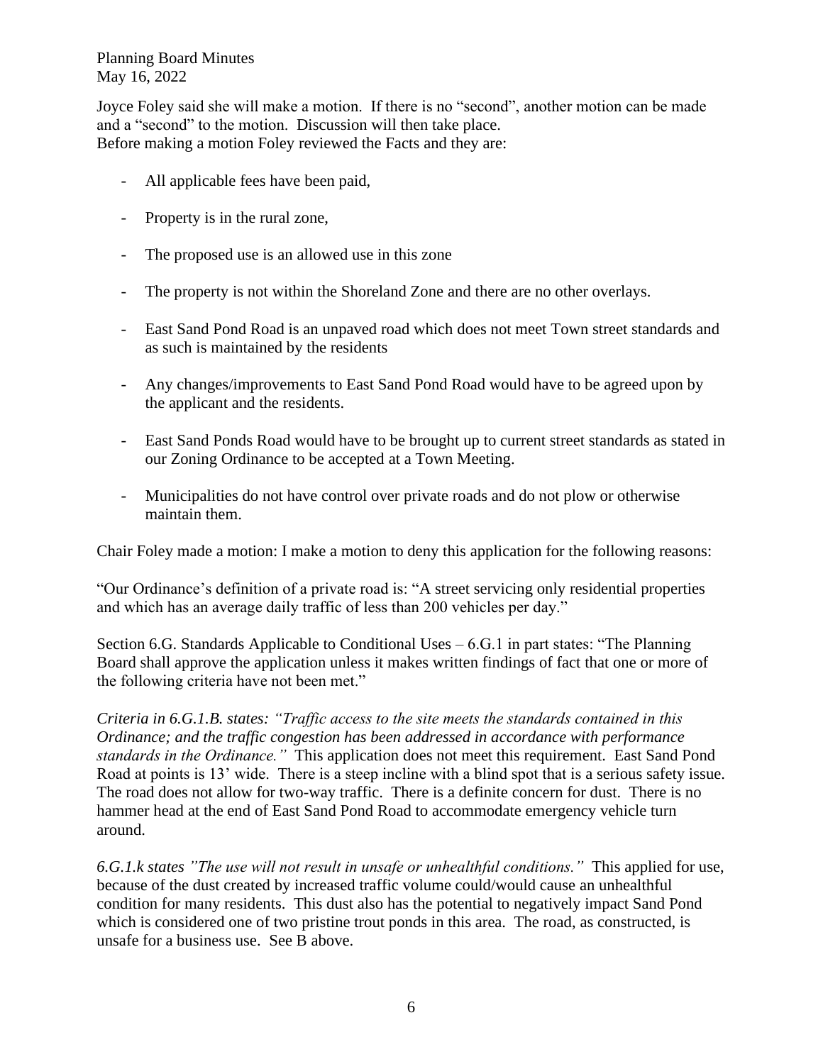Joyce Foley said she will make a motion. If there is no "second", another motion can be made and a "second" to the motion. Discussion will then take place.
Before making a motion Foley reviewed the Facts and they are:

- All applicable fees have been paid,
- Property is in the rural zone,
- The proposed use is an allowed use in this zone
- The property is not within the Shoreland Zone and there are no other overlays.
- East Sand Pond Road is an unpaved road which does not meet Town street standards and as such is maintained by the residents
- Any changes/improvements to East Sand Pond Road would have to be agreed upon by the applicant and the residents.
- East Sand Ponds Road would have to be brought up to current street standards as stated in our Zoning Ordinance to be accepted at a Town Meeting.
- Municipalities do not have control over private roads and do not plow or otherwise maintain them.

Chair Foley made a motion: I make a motion to deny this application for the following reasons:

"Our Ordinance's definition of a private road is: "A street servicing only residential properties and which has an average daily traffic of less than 200 vehicles per day."

Section 6.G. Standards Applicable to Conditional Uses – 6.G.1 in part states: "The Planning Board shall approve the application unless it makes written findings of fact that one or more of the following criteria have not been met."

*Criteria in 6.G.1.B. states: "Traffic access to the site meets the standards contained in this Ordinance; and the traffic congestion has been addressed in accordance with performance standards in the Ordinance."* This application does not meet this requirement. East Sand Pond Road at points is 13' wide. There is a steep incline with a blind spot that is a serious safety issue. The road does not allow for two-way traffic. There is a definite concern for dust. There is no hammer head at the end of East Sand Pond Road to accommodate emergency vehicle turn around.

*6.G.1.k states "The use will not result in unsafe or unhealthful conditions."* This applied for use, because of the dust created by increased traffic volume could/would cause an unhealthful condition for many residents. This dust also has the potential to negatively impact Sand Pond which is considered one of two pristine trout ponds in this area. The road, as constructed, is unsafe for a business use. See B above.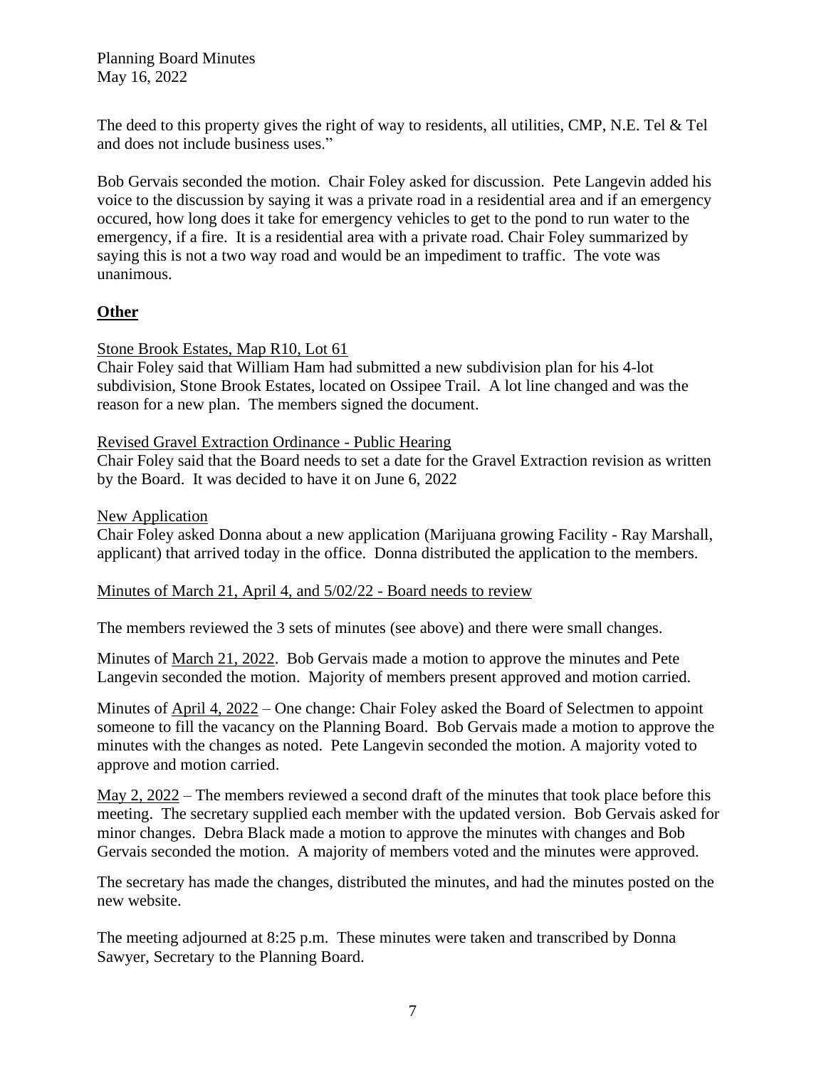The deed to this property gives the right of way to residents, all utilities, CMP, N.E. Tel & Tel and does not include business uses."

Bob Gervais seconded the motion. Chair Foley asked for discussion. Pete Langevin added his voice to the discussion by saying it was a private road in a residential area and if an emergency occured, how long does it take for emergency vehicles to get to the pond to run water to the emergency, if a fire. It is a residential area with a private road. Chair Foley summarized by saying this is not a two way road and would be an impediment to traffic. The vote was unanimous.

## **Other**

Stone Brook Estates, Map R10, Lot 61

Chair Foley said that William Ham had submitted a new subdivision plan for his 4-lot subdivision, Stone Brook Estates, located on Ossipee Trail. A lot line changed and was the reason for a new plan. The members signed the document.

Revised Gravel Extraction Ordinance - Public Hearing

Chair Foley said that the Board needs to set a date for the Gravel Extraction revision as written by the Board. It was decided to have it on June 6, 2022

New Application

Chair Foley asked Donna about a new application (Marijuana growing Facility - Ray Marshall, applicant) that arrived today in the office. Donna distributed the application to the members.

Minutes of March 21, April 4, and 5/02/22 - Board needs to review

The members reviewed the 3 sets of minutes (see above) and there were small changes.

Minutes of March 21, 2022. Bob Gervais made a motion to approve the minutes and Pete Langevin seconded the motion. Majority of members present approved and motion carried.

Minutes of April 4, 2022 – One change: Chair Foley asked the Board of Selectmen to appoint someone to fill the vacancy on the Planning Board. Bob Gervais made a motion to approve the minutes with the changes as noted. Pete Langevin seconded the motion. A majority voted to approve and motion carried.

May 2, 2022 – The members reviewed a second draft of the minutes that took place before this meeting. The secretary supplied each member with the updated version. Bob Gervais asked for minor changes. Debra Black made a motion to approve the minutes with changes and Bob Gervais seconded the motion. A majority of members voted and the minutes were approved.

The secretary has made the changes, distributed the minutes, and had the minutes posted on the new website.

The meeting adjourned at 8:25 p.m. These minutes were taken and transcribed by Donna Sawyer, Secretary to the Planning Board.